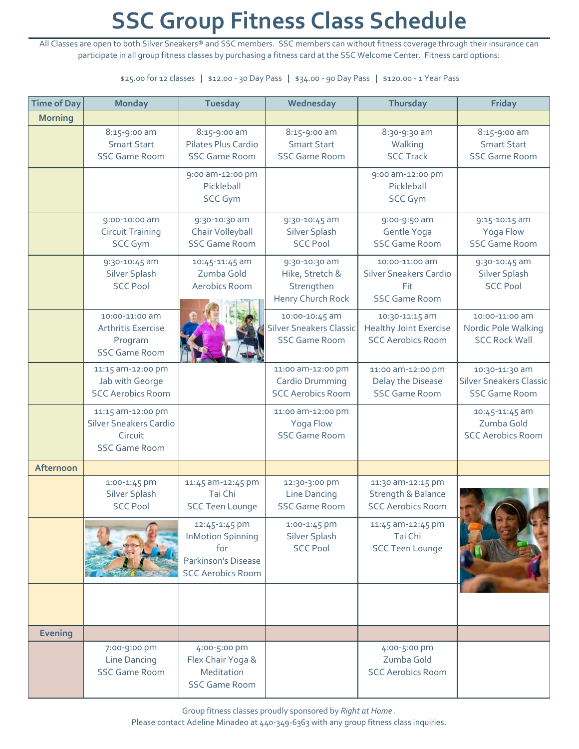# SSC Group Fitness Class Schedule

All Classes are open to both Silver Sneakers® and SSC members. SSC members can without fitness coverage through their insurance can participate in all group fitness classes by purchasing a fitness card at the SSC Welcome Center. Fitness card options:

$25.00 for 12 classes | $12.00 - 30 Day Pass | $34.00 - 90 Day Pass | $120.00 - 1 Year Pass

| Time of Day | Monday | Tuesday | Wednesday | Thursday | Friday |
|---|---|---|---|---|---|
| **Morning** | | | | | |
| | 8:15-9:00 am Smart Start SSC Game Room | 8:15-9:00 am Pilates Plus Cardio SSC Game Room | 8:15-9:00 am Smart Start SSC Game Room | 8:30-9:30 am Walking SCC Track | 8:15-9:00 am Smart Start SSC Game Room |
| | | 9:00 am-12:00 pm Pickleball SCC Gym | | 9:00 am-12:00 pm Pickleball SCC Gym | |
| | 9:00-10:00 am Circuit Training SCC Gym | 9:30-10:30 am Chair Volleyball SSC Game Room | 9:30-10:45 am Silver Splash SCC Pool | 9:00-9:50 am Gentle Yoga SSC Game Room | 9:15-10:15 am Yoga Flow SSC Game Room |
| | 9:30-10:45 am Silver Splash SCC Pool | 10:45-11:45 am Zumba Gold Aerobics Room | 9:30-10:30 am Hike, Stretch & Strengthen Henry Church Rock | 10:00-11:00 am Silver Sneakers Cardio Fit SSC Game Room | 9:30-10:45 am Silver Splash SCC Pool |
| | 10:00-11:00 am Arthritis Exercise Program SSC Game Room | | 10:00-10:45 am Silver Sneakers Classic SSC Game Room | 10:30-11:15 am Healthy Joint Exercise SCC Aerobics Room | 10:00-11:00 am Nordic Pole Walking SCC Rock Wall |
| | 11:15 am-12:00 pm Jab with George SCC Aerobics Room | | 11:00 am-12:00 pm Cardio Drumming SCC Aerobics Room | 11:00 am-12:00 pm Delay the Disease SSC Game Room | 10:30-11:30 am Silver Sneakers Classic SSC Game Room |
| | 11:15 am-12:00 pm Silver Sneakers Cardio Circuit SSC Game Room | | 11:00 am-12:00 pm Yoga Flow SSC Game Room | | 10:45-11:45 am Zumba Gold SCC Aerobics Room |
| **Afternoon** | | | | | |
| | 1:00-1:45 pm Silver Splash SCC Pool | 11:45 am-12:45 pm Tai Chi SCC Teen Lounge | 12:30-3:00 pm Line Dancing SSC Game Room | 11:30 am-12:15 pm Strength & Balance SCC Aerobics Room | |
| | | 12:45-1:45 pm InMotion Spinning for Parkinson's Disease SCC Aerobics Room | 1:00-1:45 pm Silver Splash SCC Pool | 11:45 am-12:45 pm Tai Chi SCC Teen Lounge | |
| | | | | | |
| **Evening** | | | | | |
| | 7:00-9:00 pm Line Dancing SSC Game Room | 4:00-5:00 pm Flex Chair Yoga & Meditation SSC Game Room | | 4:00-5:00 pm Zumba Gold SCC Aerobics Room | |

Group fitness classes proudly sponsored by *Right at Home*.
Please contact Adeline Minadeo at 440-349-6363 with any group fitness class inquiries.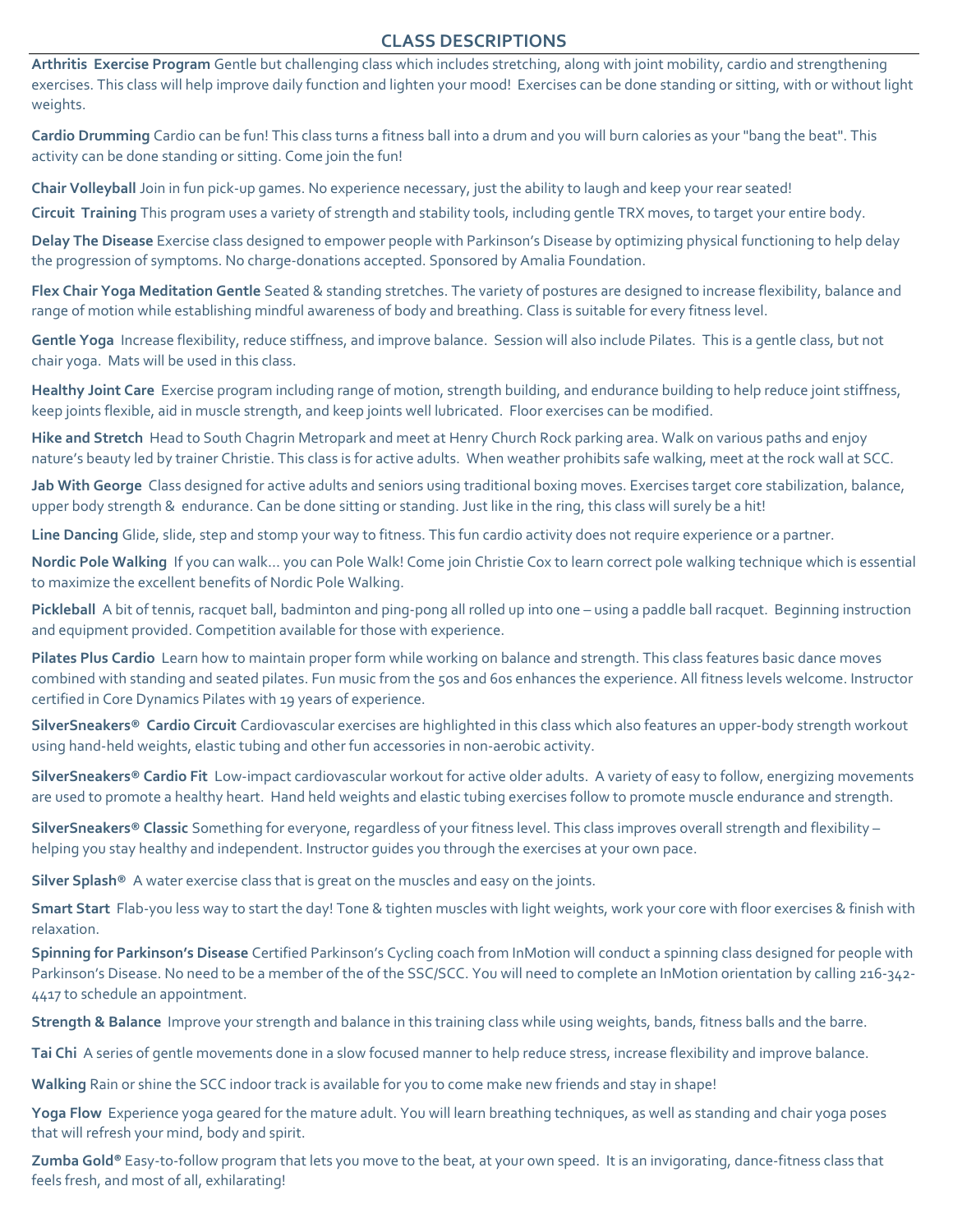## CLASS DESCRIPTIONS

**Arthritis Exercise Program** Gentle but challenging class which includes stretching, along with joint mobility, cardio and strengthening exercises. This class will help improve daily function and lighten your mood! Exercises can be done standing or sitting, with or without light weights.

**Cardio Drumming** Cardio can be fun! This class turns a fitness ball into a drum and you will burn calories as your "bang the beat". This activity can be done standing or sitting. Come join the fun!

**Chair Volleyball** Join in fun pick-up games. No experience necessary, just the ability to laugh and keep your rear seated!

**Circuit Training** This program uses a variety of strength and stability tools, including gentle TRX moves, to target your entire body.

**Delay The Disease** Exercise class designed to empower people with Parkinson's Disease by optimizing physical functioning to help delay the progression of symptoms. No charge-donations accepted. Sponsored by Amalia Foundation.

**Flex Chair Yoga Meditation Gentle** Seated & standing stretches. The variety of postures are designed to increase flexibility, balance and range of motion while establishing mindful awareness of body and breathing. Class is suitable for every fitness level.

**Gentle Yoga** Increase flexibility, reduce stiffness, and improve balance. Session will also include Pilates. This is a gentle class, but not chair yoga. Mats will be used in this class.

**Healthy Joint Care** Exercise program including range of motion, strength building, and endurance building to help reduce joint stiffness, keep joints flexible, aid in muscle strength, and keep joints well lubricated. Floor exercises can be modified.

**Hike and Stretch** Head to South Chagrin Metropark and meet at Henry Church Rock parking area. Walk on various paths and enjoy nature's beauty led by trainer Christie. This class is for active adults. When weather prohibits safe walking, meet at the rock wall at SCC.

**Jab With George** Class designed for active adults and seniors using traditional boxing moves. Exercises target core stabilization, balance, upper body strength & endurance. Can be done sitting or standing. Just like in the ring, this class will surely be a hit!

**Line Dancing** Glide, slide, step and stomp your way to fitness. This fun cardio activity does not require experience or a partner.

**Nordic Pole Walking** If you can walk… you can Pole Walk! Come join Christie Cox to learn correct pole walking technique which is essential to maximize the excellent benefits of Nordic Pole Walking.

**Pickleball** A bit of tennis, racquet ball, badminton and ping-pong all rolled up into one – using a paddle ball racquet. Beginning instruction and equipment provided. Competition available for those with experience.

**Pilates Plus Cardio** Learn how to maintain proper form while working on balance and strength. This class features basic dance moves combined with standing and seated pilates. Fun music from the 50s and 60s enhances the experience. All fitness levels welcome. Instructor certified in Core Dynamics Pilates with 19 years of experience.

**SilverSneakers® Cardio Circuit** Cardiovascular exercises are highlighted in this class which also features an upper-body strength workout using hand-held weights, elastic tubing and other fun accessories in non-aerobic activity.

**SilverSneakers® Cardio Fit** Low-impact cardiovascular workout for active older adults. A variety of easy to follow, energizing movements are used to promote a healthy heart. Hand held weights and elastic tubing exercises follow to promote muscle endurance and strength.

**SilverSneakers® Classic** Something for everyone, regardless of your fitness level. This class improves overall strength and flexibility – helping you stay healthy and independent. Instructor guides you through the exercises at your own pace.

**Silver Splash®** A water exercise class that is great on the muscles and easy on the joints.

**Smart Start** Flab-you less way to start the day! Tone & tighten muscles with light weights, work your core with floor exercises & finish with relaxation.

**Spinning for Parkinson's Disease** Certified Parkinson's Cycling coach from InMotion will conduct a spinning class designed for people with Parkinson's Disease. No need to be a member of the of the SSC/SCC. You will need to complete an InMotion orientation by calling 216-342-4417 to schedule an appointment.

**Strength & Balance** Improve your strength and balance in this training class while using weights, bands, fitness balls and the barre.

**Tai Chi** A series of gentle movements done in a slow focused manner to help reduce stress, increase flexibility and improve balance.

**Walking** Rain or shine the SCC indoor track is available for you to come make new friends and stay in shape!

**Yoga Flow** Experience yoga geared for the mature adult. You will learn breathing techniques, as well as standing and chair yoga poses that will refresh your mind, body and spirit.

**Zumba Gold®** Easy-to-follow program that lets you move to the beat, at your own speed. It is an invigorating, dance-fitness class that feels fresh, and most of all, exhilarating!